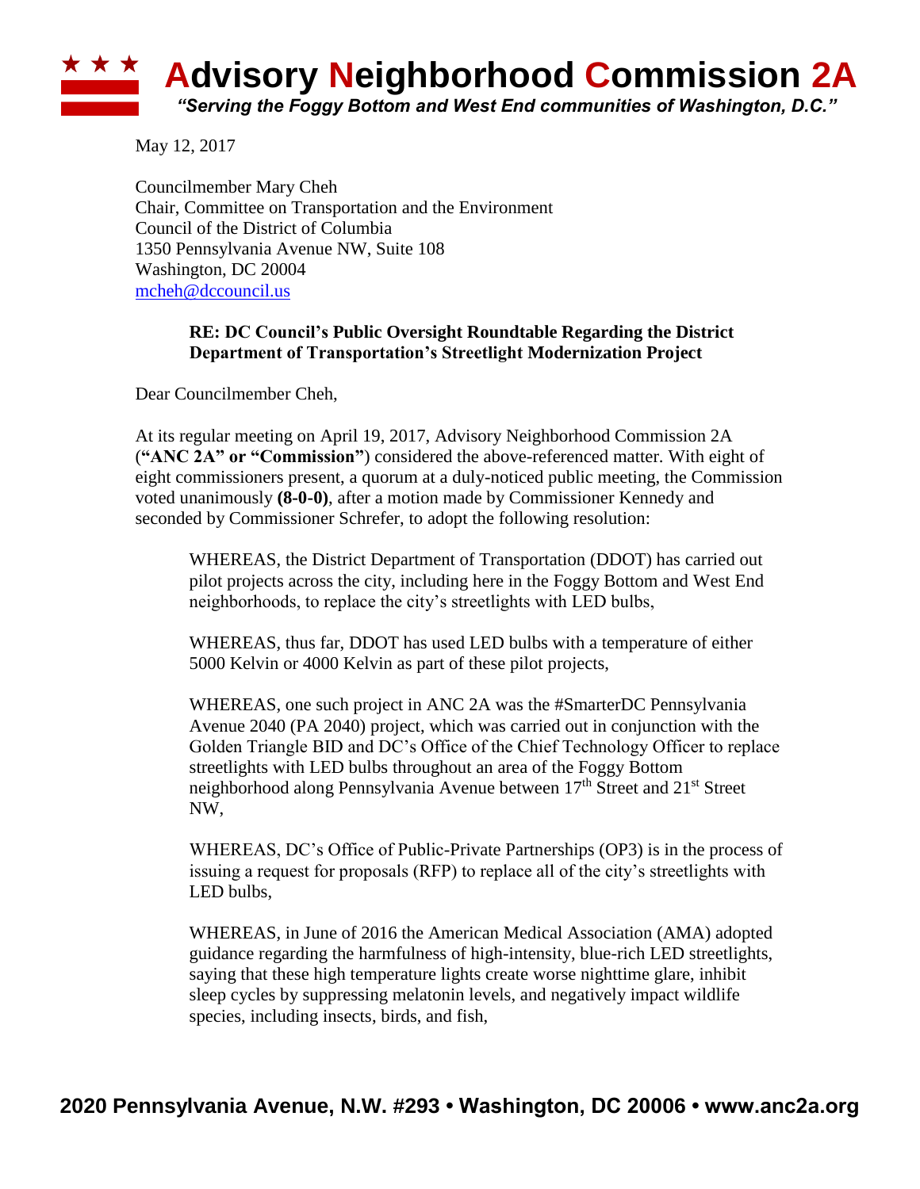# Advisory Neighborhood Commission 2A

*"Serving the Foggy Bottom and West End communities of Washington, D.C."*

May 12, 2017

Councilmember Mary Cheh
Chair, Committee on Transportation and the Environment
Council of the District of Columbia
1350 Pennsylvania Avenue NW, Suite 108
Washington, DC 20004
mcheh@dccouncil.us

> **RE: DC Council's Public Oversight Roundtable Regarding the District Department of Transportation's Streetlight Modernization Project**

Dear Councilmember Cheh,

At its regular meeting on April 19, 2017, Advisory Neighborhood Commission 2A (**"ANC 2A" or "Commission"**) considered the above-referenced matter. With eight of eight commissioners present, a quorum at a duly-noticed public meeting, the Commission voted unanimously **(8-0-0)**, after a motion made by Commissioner Kennedy and seconded by Commissioner Schrefer, to adopt the following resolution:

> WHEREAS, the District Department of Transportation (DDOT) has carried out pilot projects across the city, including here in the Foggy Bottom and West End neighborhoods, to replace the city's streetlights with LED bulbs,
>
> WHEREAS, thus far, DDOT has used LED bulbs with a temperature of either 5000 Kelvin or 4000 Kelvin as part of these pilot projects,
>
> WHEREAS, one such project in ANC 2A was the #SmarterDC Pennsylvania Avenue 2040 (PA 2040) project, which was carried out in conjunction with the Golden Triangle BID and DC's Office of the Chief Technology Officer to replace streetlights with LED bulbs throughout an area of the Foggy Bottom neighborhood along Pennsylvania Avenue between 17th Street and 21st Street NW,
>
> WHEREAS, DC's Office of Public-Private Partnerships (OP3) is in the process of issuing a request for proposals (RFP) to replace all of the city's streetlights with LED bulbs,
>
> WHEREAS, in June of 2016 the American Medical Association (AMA) adopted guidance regarding the harmfulness of high-intensity, blue-rich LED streetlights, saying that these high temperature lights create worse nighttime glare, inhibit sleep cycles by suppressing melatonin levels, and negatively impact wildlife species, including insects, birds, and fish,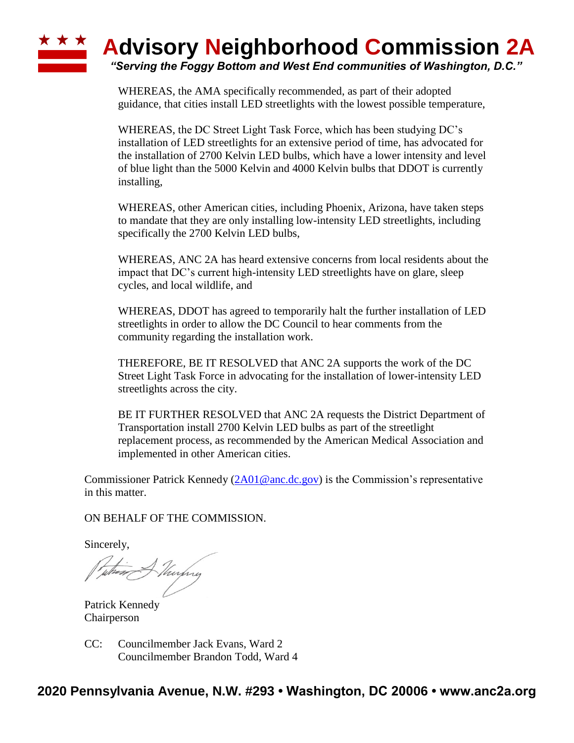WHEREAS, the AMA specifically recommended, as part of their adopted guidance, that cities install LED streetlights with the lowest possible temperature,

WHEREAS, the DC Street Light Task Force, which has been studying DC's installation of LED streetlights for an extensive period of time, has advocated for the installation of 2700 Kelvin LED bulbs, which have a lower intensity and level of blue light than the 5000 Kelvin and 4000 Kelvin bulbs that DDOT is currently installing,

WHEREAS, other American cities, including Phoenix, Arizona, have taken steps to mandate that they are only installing low-intensity LED streetlights, including specifically the 2700 Kelvin LED bulbs,

WHEREAS, ANC 2A has heard extensive concerns from local residents about the impact that DC's current high-intensity LED streetlights have on glare, sleep cycles, and local wildlife, and

WHEREAS, DDOT has agreed to temporarily halt the further installation of LED streetlights in order to allow the DC Council to hear comments from the community regarding the installation work.

THEREFORE, BE IT RESOLVED that ANC 2A supports the work of the DC Street Light Task Force in advocating for the installation of lower-intensity LED streetlights across the city.

BE IT FURTHER RESOLVED that ANC 2A requests the District Department of Transportation install 2700 Kelvin LED bulbs as part of the streetlight replacement process, as recommended by the American Medical Association and implemented in other American cities.

Commissioner Patrick Kennedy (2A01@anc.dc.gov) is the Commission's representative in this matter.

ON BEHALF OF THE COMMISSION.

Sincerely,

Patrick Kennedy
Chairperson

CC: Councilmember Jack Evans, Ward 2
Councilmember Brandon Todd, Ward 4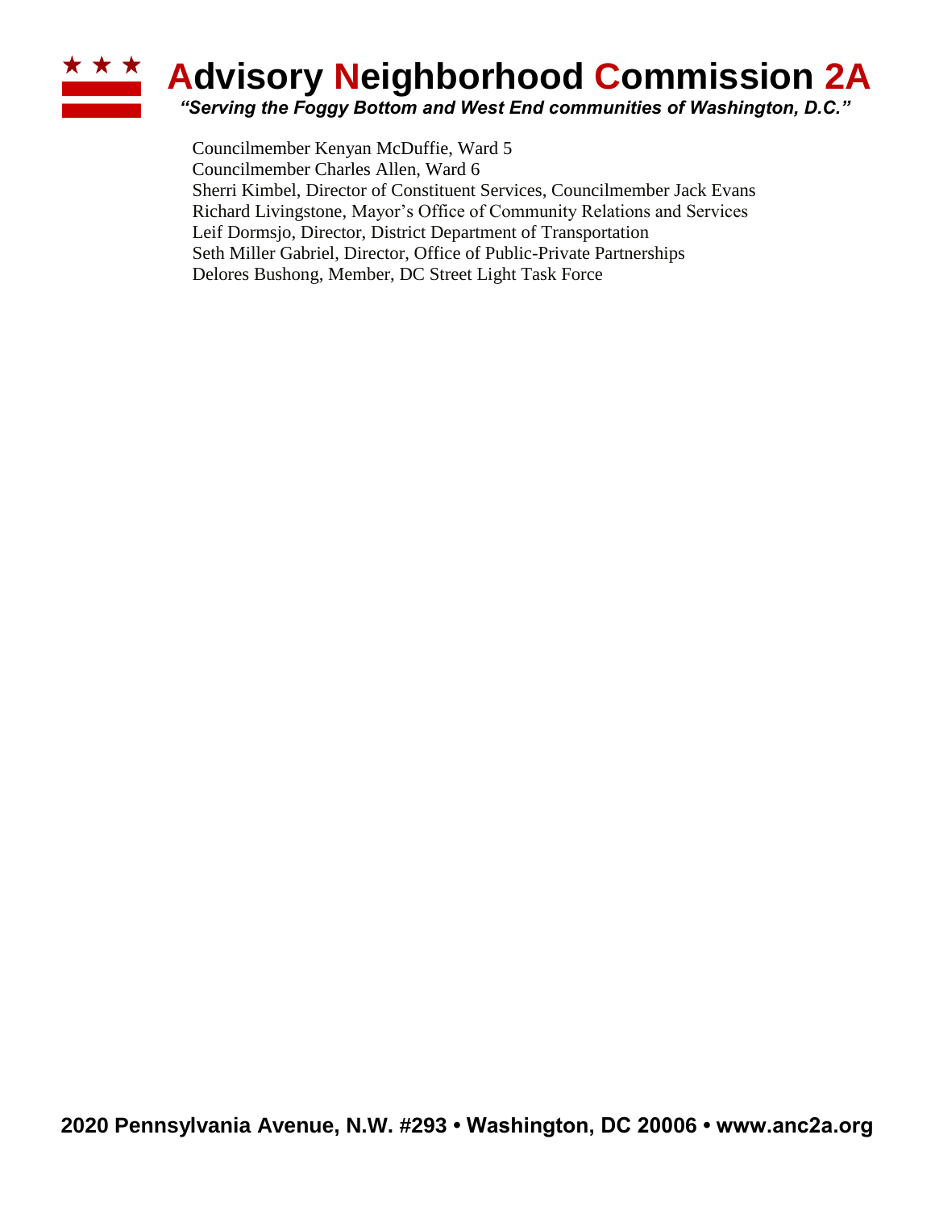Councilmember Kenyan McDuffie, Ward 5
Councilmember Charles Allen, Ward 6
Sherri Kimbel, Director of Constituent Services, Councilmember Jack Evans
Richard Livingstone, Mayor's Office of Community Relations and Services
Leif Dormsjo, Director, District Department of Transportation
Seth Miller Gabriel, Director, Office of Public-Private Partnerships
Delores Bushong, Member, DC Street Light Task Force